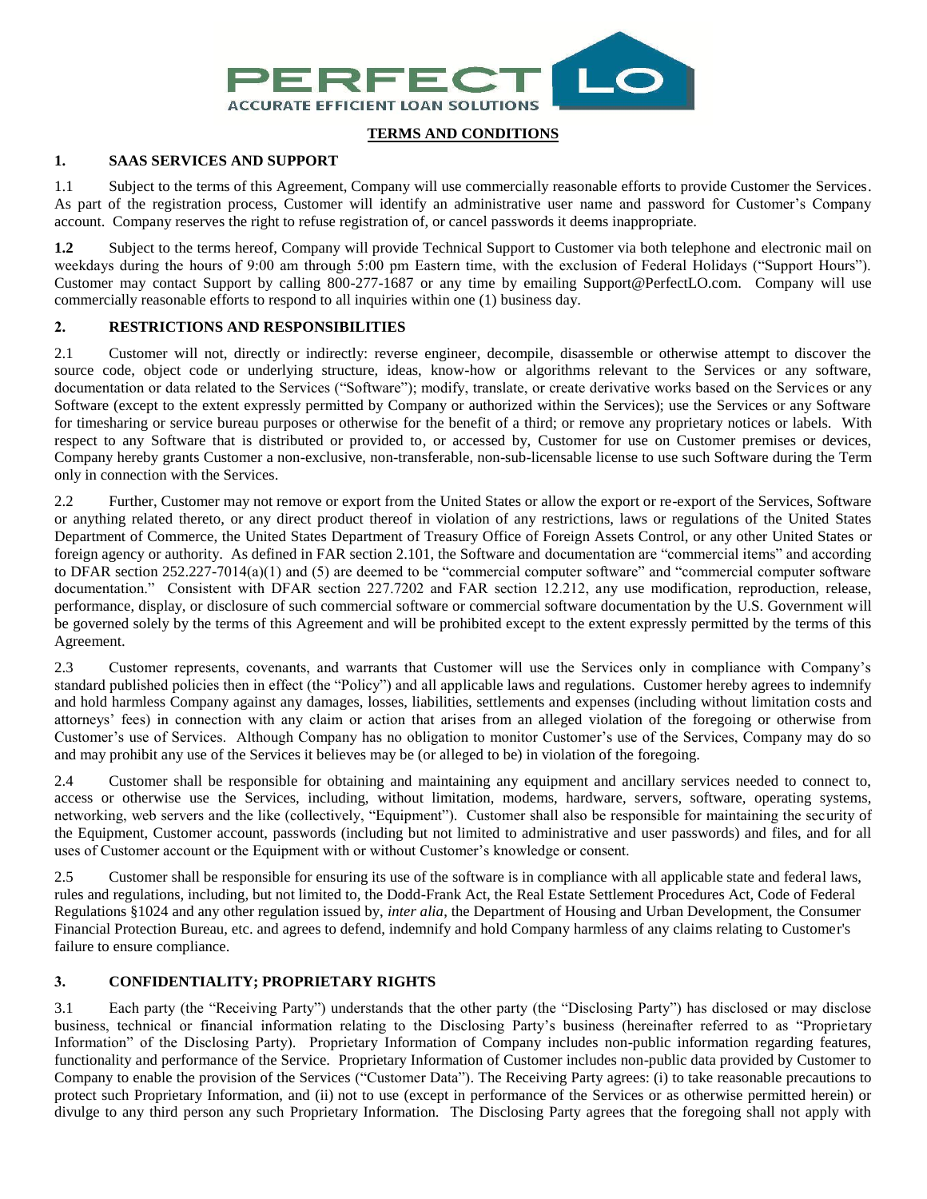PERFECT LO

ACCURATE EFFICIENT LOAN SOLUTIONS

# TERMS AND CONDITIONS

## 1. SAAS SERVICES AND SUPPORT

1.1 Subject to the terms of this Agreement, Company will use commercially reasonable efforts to provide Customer the Services. As part of the registration process, Customer will identify an administrative user name and password for Customer's Company account. Company reserves the right to refuse registration of, or cancel passwords it deems inappropriate.

**1.2** Subject to the terms hereof, Company will provide Technical Support to Customer via both telephone and electronic mail on weekdays during the hours of 9:00 am through 5:00 pm Eastern time, with the exclusion of Federal Holidays ("Support Hours"). Customer may contact Support by calling 800-277-1687 or any time by emailing Support@PerfectLO.com. Company will use commercially reasonable efforts to respond to all inquiries within one (1) business day.

## 2. RESTRICTIONS AND RESPONSIBILITIES

2.1 Customer will not, directly or indirectly: reverse engineer, decompile, disassemble or otherwise attempt to discover the source code, object code or underlying structure, ideas, know-how or algorithms relevant to the Services or any software, documentation or data related to the Services ("Software"); modify, translate, or create derivative works based on the Services or any Software (except to the extent expressly permitted by Company or authorized within the Services); use the Services or any Software for timesharing or service bureau purposes or otherwise for the benefit of a third; or remove any proprietary notices or labels. With respect to any Software that is distributed or provided to, or accessed by, Customer for use on Customer premises or devices, Company hereby grants Customer a non-exclusive, non-transferable, non-sub-licensable license to use such Software during the Term only in connection with the Services.

2.2 Further, Customer may not remove or export from the United States or allow the export or re-export of the Services, Software or anything related thereto, or any direct product thereof in violation of any restrictions, laws or regulations of the United States Department of Commerce, the United States Department of Treasury Office of Foreign Assets Control, or any other United States or foreign agency or authority. As defined in FAR section 2.101, the Software and documentation are "commercial items" and according to DFAR section 252.227-7014(a)(1) and (5) are deemed to be "commercial computer software" and "commercial computer software documentation." Consistent with DFAR section 227.7202 and FAR section 12.212, any use modification, reproduction, release, performance, display, or disclosure of such commercial software or commercial software documentation by the U.S. Government will be governed solely by the terms of this Agreement and will be prohibited except to the extent expressly permitted by the terms of this Agreement.

2.3 Customer represents, covenants, and warrants that Customer will use the Services only in compliance with Company's standard published policies then in effect (the "Policy") and all applicable laws and regulations. Customer hereby agrees to indemnify and hold harmless Company against any damages, losses, liabilities, settlements and expenses (including without limitation costs and attorneys' fees) in connection with any claim or action that arises from an alleged violation of the foregoing or otherwise from Customer's use of Services. Although Company has no obligation to monitor Customer's use of the Services, Company may do so and may prohibit any use of the Services it believes may be (or alleged to be) in violation of the foregoing.

2.4 Customer shall be responsible for obtaining and maintaining any equipment and ancillary services needed to connect to, access or otherwise use the Services, including, without limitation, modems, hardware, servers, software, operating systems, networking, web servers and the like (collectively, "Equipment"). Customer shall also be responsible for maintaining the security of the Equipment, Customer account, passwords (including but not limited to administrative and user passwords) and files, and for all uses of Customer account or the Equipment with or without Customer's knowledge or consent.

2.5 Customer shall be responsible for ensuring its use of the software is in compliance with all applicable state and federal laws, rules and regulations, including, but not limited to, the Dodd-Frank Act, the Real Estate Settlement Procedures Act, Code of Federal Regulations §1024 and any other regulation issued by, *inter alia*, the Department of Housing and Urban Development, the Consumer Financial Protection Bureau, etc. and agrees to defend, indemnify and hold Company harmless of any claims relating to Customer's failure to ensure compliance.

## 3. CONFIDENTIALITY; PROPRIETARY RIGHTS

3.1 Each party (the "Receiving Party") understands that the other party (the "Disclosing Party") has disclosed or may disclose business, technical or financial information relating to the Disclosing Party's business (hereinafter referred to as "Proprietary Information" of the Disclosing Party). Proprietary Information of Company includes non-public information regarding features, functionality and performance of the Service. Proprietary Information of Customer includes non-public data provided by Customer to Company to enable the provision of the Services ("Customer Data"). The Receiving Party agrees: (i) to take reasonable precautions to protect such Proprietary Information, and (ii) not to use (except in performance of the Services or as otherwise permitted herein) or divulge to any third person any such Proprietary Information. The Disclosing Party agrees that the foregoing shall not apply with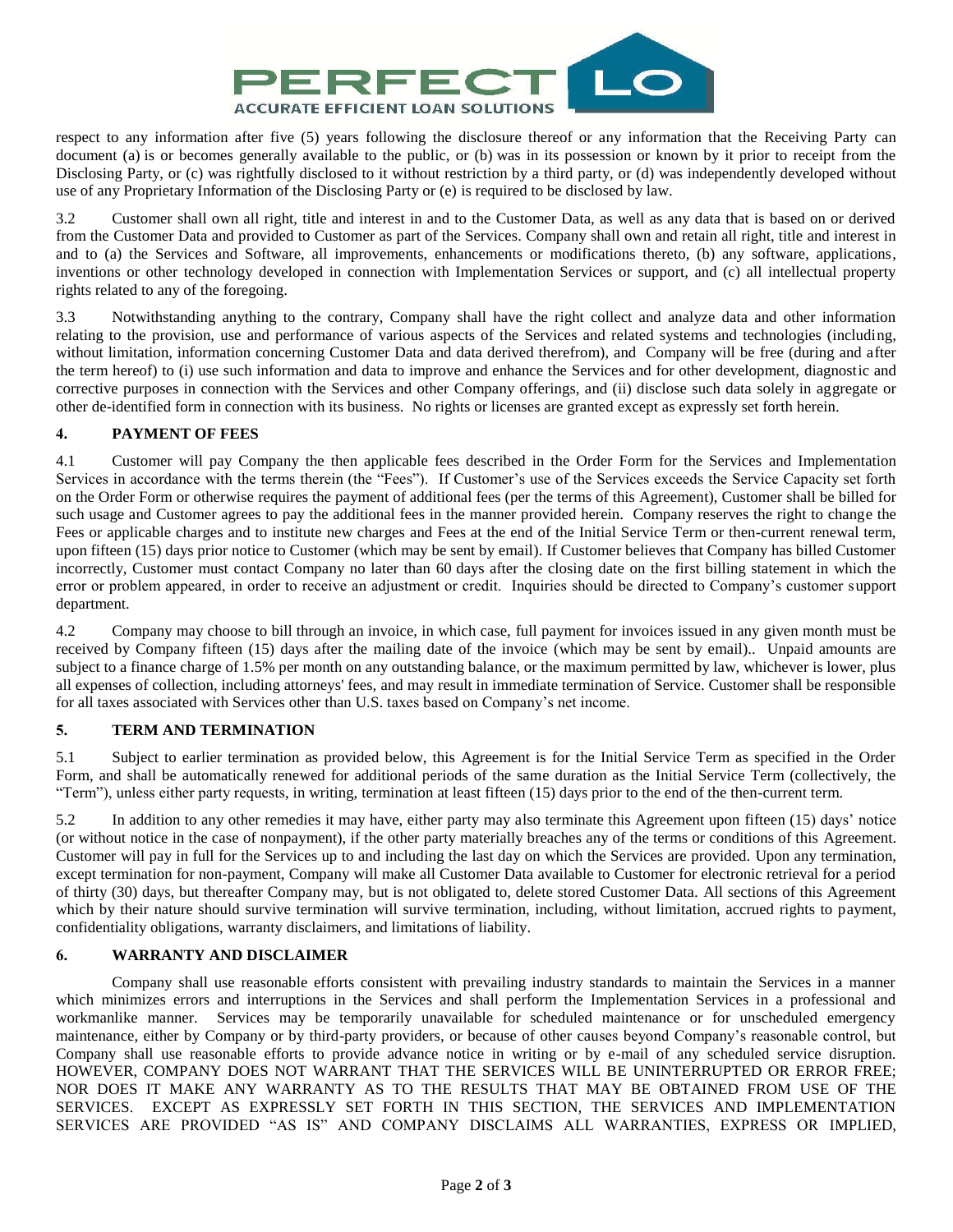respect to any information after five (5) years following the disclosure thereof or any information that the Receiving Party can document (a) is or becomes generally available to the public, or (b) was in its possession or known by it prior to receipt from the Disclosing Party, or (c) was rightfully disclosed to it without restriction by a third party, or (d) was independently developed without use of any Proprietary Information of the Disclosing Party or (e) is required to be disclosed by law.

3.2 Customer shall own all right, title and interest in and to the Customer Data, as well as any data that is based on or derived from the Customer Data and provided to Customer as part of the Services. Company shall own and retain all right, title and interest in and to (a) the Services and Software, all improvements, enhancements or modifications thereto, (b) any software, applications, inventions or other technology developed in connection with Implementation Services or support, and (c) all intellectual property rights related to any of the foregoing.

3.3 Notwithstanding anything to the contrary, Company shall have the right collect and analyze data and other information relating to the provision, use and performance of various aspects of the Services and related systems and technologies (including, without limitation, information concerning Customer Data and data derived therefrom), and Company will be free (during and after the term hereof) to (i) use such information and data to improve and enhance the Services and for other development, diagnostic and corrective purposes in connection with the Services and other Company offerings, and (ii) disclose such data solely in aggregate or other de-identified form in connection with its business. No rights or licenses are granted except as expressly set forth herein.

## 4. PAYMENT OF FEES

4.1 Customer will pay Company the then applicable fees described in the Order Form for the Services and Implementation Services in accordance with the terms therein (the "Fees"). If Customer's use of the Services exceeds the Service Capacity set forth on the Order Form or otherwise requires the payment of additional fees (per the terms of this Agreement), Customer shall be billed for such usage and Customer agrees to pay the additional fees in the manner provided herein. Company reserves the right to change the Fees or applicable charges and to institute new charges and Fees at the end of the Initial Service Term or then-current renewal term, upon fifteen (15) days prior notice to Customer (which may be sent by email). If Customer believes that Company has billed Customer incorrectly, Customer must contact Company no later than 60 days after the closing date on the first billing statement in which the error or problem appeared, in order to receive an adjustment or credit. Inquiries should be directed to Company's customer support department.

4.2 Company may choose to bill through an invoice, in which case, full payment for invoices issued in any given month must be received by Company fifteen (15) days after the mailing date of the invoice (which may be sent by email).. Unpaid amounts are subject to a finance charge of 1.5% per month on any outstanding balance, or the maximum permitted by law, whichever is lower, plus all expenses of collection, including attorneys' fees, and may result in immediate termination of Service. Customer shall be responsible for all taxes associated with Services other than U.S. taxes based on Company's net income.

## 5. TERM AND TERMINATION

5.1 Subject to earlier termination as provided below, this Agreement is for the Initial Service Term as specified in the Order Form, and shall be automatically renewed for additional periods of the same duration as the Initial Service Term (collectively, the "Term"), unless either party requests, in writing, termination at least fifteen (15) days prior to the end of the then-current term.

5.2 In addition to any other remedies it may have, either party may also terminate this Agreement upon fifteen (15) days' notice (or without notice in the case of nonpayment), if the other party materially breaches any of the terms or conditions of this Agreement. Customer will pay in full for the Services up to and including the last day on which the Services are provided. Upon any termination, except termination for non-payment, Company will make all Customer Data available to Customer for electronic retrieval for a period of thirty (30) days, but thereafter Company may, but is not obligated to, delete stored Customer Data. All sections of this Agreement which by their nature should survive termination will survive termination, including, without limitation, accrued rights to payment, confidentiality obligations, warranty disclaimers, and limitations of liability.

## 6. WARRANTY AND DISCLAIMER

Company shall use reasonable efforts consistent with prevailing industry standards to maintain the Services in a manner which minimizes errors and interruptions in the Services and shall perform the Implementation Services in a professional and workmanlike manner. Services may be temporarily unavailable for scheduled maintenance or for unscheduled emergency maintenance, either by Company or by third-party providers, or because of other causes beyond Company's reasonable control, but Company shall use reasonable efforts to provide advance notice in writing or by e-mail of any scheduled service disruption. HOWEVER, COMPANY DOES NOT WARRANT THAT THE SERVICES WILL BE UNINTERRUPTED OR ERROR FREE; NOR DOES IT MAKE ANY WARRANTY AS TO THE RESULTS THAT MAY BE OBTAINED FROM USE OF THE SERVICES. EXCEPT AS EXPRESSLY SET FORTH IN THIS SECTION, THE SERVICES AND IMPLEMENTATION SERVICES ARE PROVIDED "AS IS" AND COMPANY DISCLAIMS ALL WARRANTIES, EXPRESS OR IMPLIED,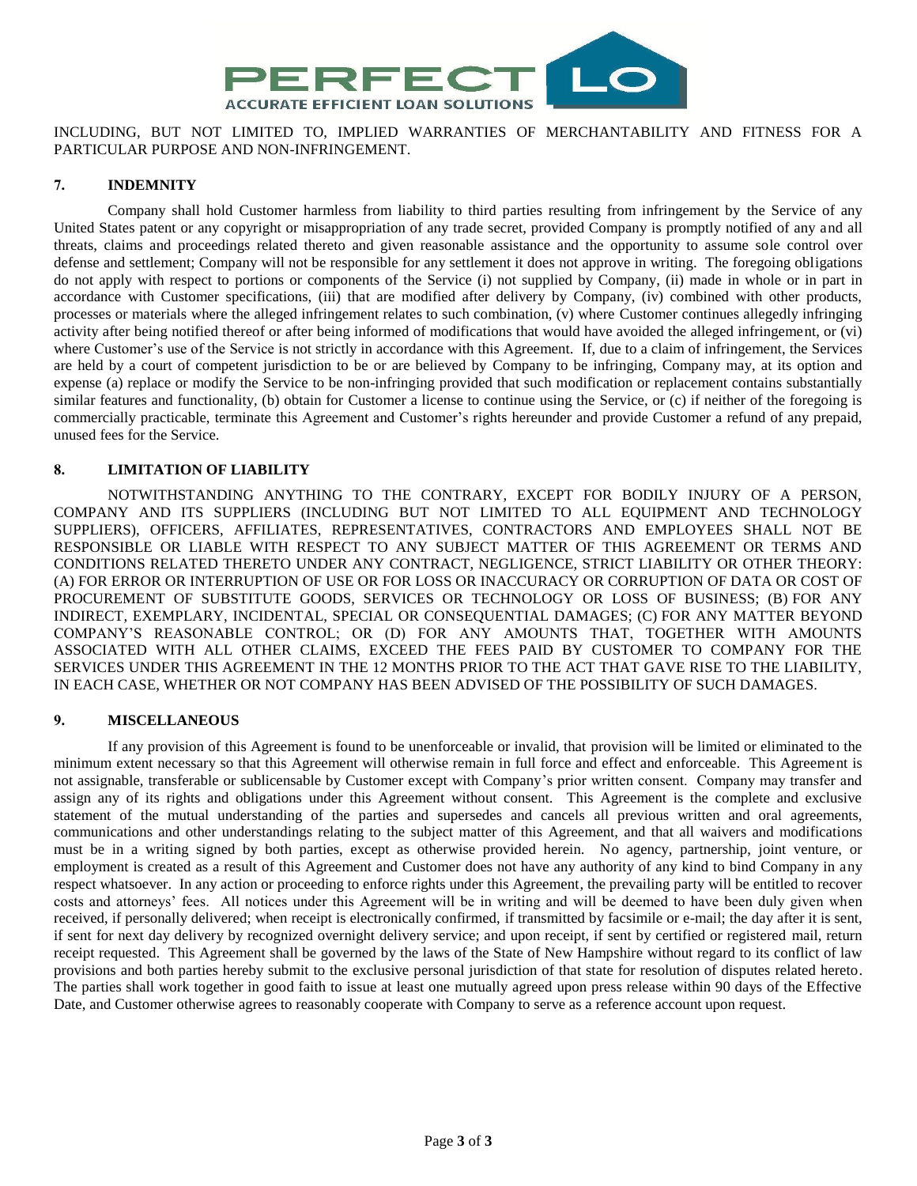INCLUDING, BUT NOT LIMITED TO, IMPLIED WARRANTIES OF MERCHANTABILITY AND FITNESS FOR A PARTICULAR PURPOSE AND NON-INFRINGEMENT.

## 7. INDEMNITY

Company shall hold Customer harmless from liability to third parties resulting from infringement by the Service of any United States patent or any copyright or misappropriation of any trade secret, provided Company is promptly notified of any and all threats, claims and proceedings related thereto and given reasonable assistance and the opportunity to assume sole control over defense and settlement; Company will not be responsible for any settlement it does not approve in writing. The foregoing obligations do not apply with respect to portions or components of the Service (i) not supplied by Company, (ii) made in whole or in part in accordance with Customer specifications, (iii) that are modified after delivery by Company, (iv) combined with other products, processes or materials where the alleged infringement relates to such combination, (v) where Customer continues allegedly infringing activity after being notified thereof or after being informed of modifications that would have avoided the alleged infringement, or (vi) where Customer's use of the Service is not strictly in accordance with this Agreement. If, due to a claim of infringement, the Services are held by a court of competent jurisdiction to be or are believed by Company to be infringing, Company may, at its option and expense (a) replace or modify the Service to be non-infringing provided that such modification or replacement contains substantially similar features and functionality, (b) obtain for Customer a license to continue using the Service, or (c) if neither of the foregoing is commercially practicable, terminate this Agreement and Customer's rights hereunder and provide Customer a refund of any prepaid, unused fees for the Service.

## 8. LIMITATION OF LIABILITY

NOTWITHSTANDING ANYTHING TO THE CONTRARY, EXCEPT FOR BODILY INJURY OF A PERSON, COMPANY AND ITS SUPPLIERS (INCLUDING BUT NOT LIMITED TO ALL EQUIPMENT AND TECHNOLOGY SUPPLIERS), OFFICERS, AFFILIATES, REPRESENTATIVES, CONTRACTORS AND EMPLOYEES SHALL NOT BE RESPONSIBLE OR LIABLE WITH RESPECT TO ANY SUBJECT MATTER OF THIS AGREEMENT OR TERMS AND CONDITIONS RELATED THERETO UNDER ANY CONTRACT, NEGLIGENCE, STRICT LIABILITY OR OTHER THEORY: (A) FOR ERROR OR INTERRUPTION OF USE OR FOR LOSS OR INACCURACY OR CORRUPTION OF DATA OR COST OF PROCUREMENT OF SUBSTITUTE GOODS, SERVICES OR TECHNOLOGY OR LOSS OF BUSINESS; (B) FOR ANY INDIRECT, EXEMPLARY, INCIDENTAL, SPECIAL OR CONSEQUENTIAL DAMAGES; (C) FOR ANY MATTER BEYOND COMPANY'S REASONABLE CONTROL; OR (D) FOR ANY AMOUNTS THAT, TOGETHER WITH AMOUNTS ASSOCIATED WITH ALL OTHER CLAIMS, EXCEED THE FEES PAID BY CUSTOMER TO COMPANY FOR THE SERVICES UNDER THIS AGREEMENT IN THE 12 MONTHS PRIOR TO THE ACT THAT GAVE RISE TO THE LIABILITY, IN EACH CASE, WHETHER OR NOT COMPANY HAS BEEN ADVISED OF THE POSSIBILITY OF SUCH DAMAGES.

## 9. MISCELLANEOUS

If any provision of this Agreement is found to be unenforceable or invalid, that provision will be limited or eliminated to the minimum extent necessary so that this Agreement will otherwise remain in full force and effect and enforceable. This Agreement is not assignable, transferable or sublicensable by Customer except with Company's prior written consent. Company may transfer and assign any of its rights and obligations under this Agreement without consent. This Agreement is the complete and exclusive statement of the mutual understanding of the parties and supersedes and cancels all previous written and oral agreements, communications and other understandings relating to the subject matter of this Agreement, and that all waivers and modifications must be in a writing signed by both parties, except as otherwise provided herein. No agency, partnership, joint venture, or employment is created as a result of this Agreement and Customer does not have any authority of any kind to bind Company in any respect whatsoever. In any action or proceeding to enforce rights under this Agreement, the prevailing party will be entitled to recover costs and attorneys' fees. All notices under this Agreement will be in writing and will be deemed to have been duly given when received, if personally delivered; when receipt is electronically confirmed, if transmitted by facsimile or e-mail; the day after it is sent, if sent for next day delivery by recognized overnight delivery service; and upon receipt, if sent by certified or registered mail, return receipt requested. This Agreement shall be governed by the laws of the State of New Hampshire without regard to its conflict of law provisions and both parties hereby submit to the exclusive personal jurisdiction of that state for resolution of disputes related hereto. The parties shall work together in good faith to issue at least one mutually agreed upon press release within 90 days of the Effective Date, and Customer otherwise agrees to reasonably cooperate with Company to serve as a reference account upon request.